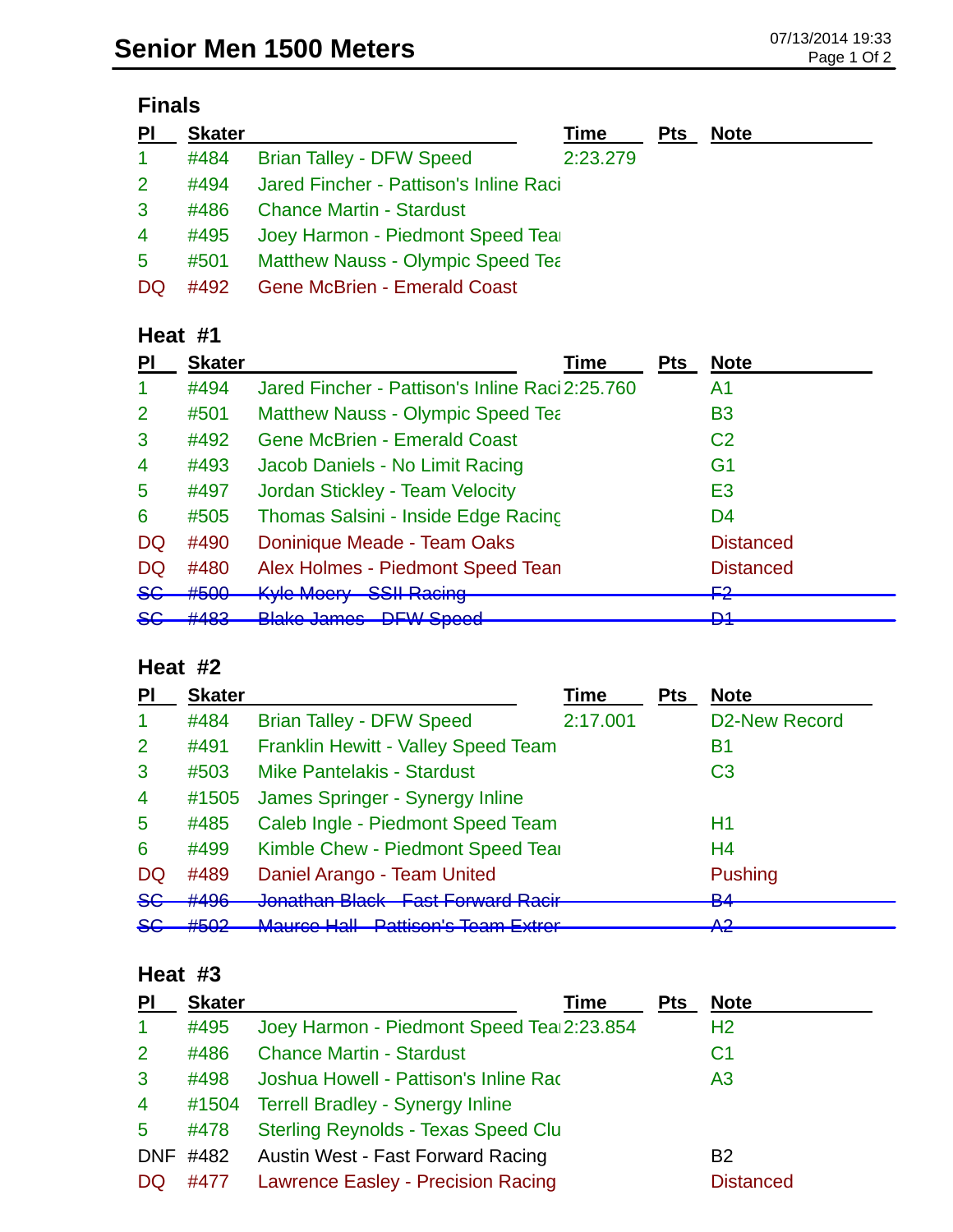# Senior Men 1500 Meters

07/13/2014 19:33

## Finals

| Pl | Skater | | Time | Pts | Note |
|---|---|---|---|---|---|
| 1 | #484 | Brian Talley - DFW Speed | 2:23.279 | | |
| 2 | #494 | Jared Fincher - Pattison's Inline Raci | | | |
| 3 | #486 | Chance Martin - Stardust | | | |
| 4 | #495 | Joey Harmon - Piedmont Speed Tea | | | |
| 5 | #501 | Matthew Nauss - Olympic Speed Tea | | | |
| DQ | #492 | Gene McBrien - Emerald Coast | | | |

## Heat #1

| Pl | Skater | | Time | Pts | Note |
|---|---|---|---|---|---|
| 1 | #494 | Jared Fincher - Pattison's Inline Raci | 2:25.760 | | A1 |
| 2 | #501 | Matthew Nauss - Olympic Speed Tea | | | B3 |
| 3 | #492 | Gene McBrien - Emerald Coast | | | C2 |
| 4 | #493 | Jacob Daniels - No Limit Racing | | | G1 |
| 5 | #497 | Jordan Stickley - Team Velocity | | | E3 |
| 6 | #505 | Thomas Salsini - Inside Edge Racing | | | D4 |
| DQ | #490 | Doninique Meade - Team Oaks | | | Distanced |
| DQ | #480 | Alex Holmes - Piedmont Speed Tean | | | Distanced |
| ~~SC~~ | ~~#500~~ | ~~Kyle Moery - SSII Racing~~ | | | ~~F2~~ |
| ~~SC~~ | ~~#483~~ | ~~Blake James - DFW Speed~~ | | | ~~D1~~ |

## Heat #2

| Pl | Skater | | Time | Pts | Note |
|---|---|---|---|---|---|
| 1 | #484 | Brian Talley - DFW Speed | 2:17.001 | | D2-New Record |
| 2 | #491 | Franklin Hewitt - Valley Speed Team | | | B1 |
| 3 | #503 | Mike Pantelakis - Stardust | | | C3 |
| 4 | #1505 | James Springer - Synergy Inline | | | |
| 5 | #485 | Caleb Ingle - Piedmont Speed Team | | | H1 |
| 6 | #499 | Kimble Chew - Piedmont Speed Tea | | | H4 |
| DQ | #489 | Daniel Arango - Team United | | | Pushing |
| ~~SC~~ | ~~#496~~ | ~~Jonathan Black - Fast Forward Racir~~ | | | ~~B4~~ |
| ~~SC~~ | ~~#502~~ | ~~Maurce Hall - Pattison's Team Extrer~~ | | | ~~A2~~ |

## Heat #3

| Pl | Skater | | Time | Pts | Note |
|---|---|---|---|---|---|
| 1 | #495 | Joey Harmon - Piedmont Speed Tea | 2:23.854 | | H2 |
| 2 | #486 | Chance Martin - Stardust | | | C1 |
| 3 | #498 | Joshua Howell - Pattison's Inline Rac | | | A3 |
| 4 | #1504 | Terrell Bradley - Synergy Inline | | | |
| 5 | #478 | Sterling Reynolds - Texas Speed Clu | | | |
| DNF | #482 | Austin West - Fast Forward Racing | | | B2 |
| DQ | #477 | Lawrence Easley - Precision Racing | | | Distanced |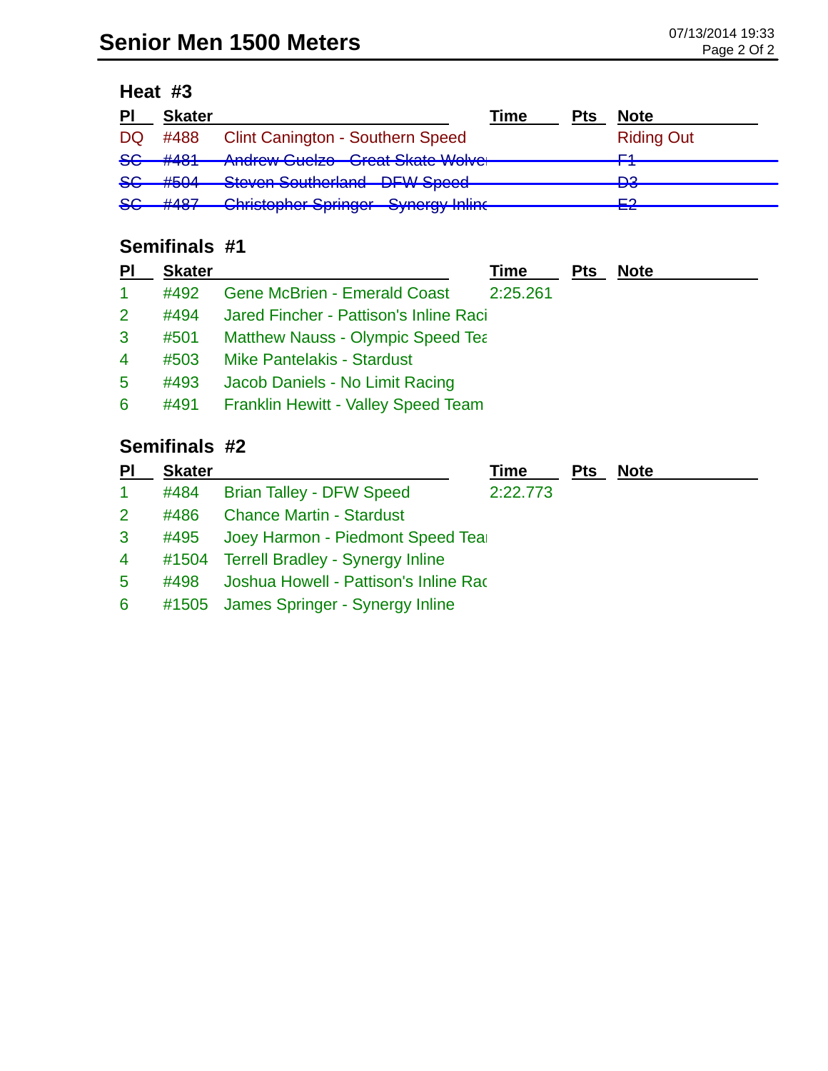# Senior Men 1500 Meters

07/13/2014 19:33

## Heat #3

| Pl | Skater | | Time | Pts | Note |
|---|---|---|---|---|---|
| DQ | #488 | Clint Canington - Southern Speed | | | Riding Out |
| ~~SC~~ | ~~#481~~ | ~~Andrew Guelzo - Great Skate Wolver~~ | | | ~~F1~~ |
| ~~SC~~ | ~~#504~~ | ~~Steven Southerland - DFW Speed~~ | | | ~~D3~~ |
| ~~SC~~ | ~~#487~~ | ~~Christopher Springer - Synergy Inline~~ | | | ~~E2~~ |

## Semifinals #1

| Pl | Skater | | Time | Pts | Note |
|---|---|---|---|---|---|
| 1 | #492 | Gene McBrien - Emerald Coast | 2:25.261 | | |
| 2 | #494 | Jared Fincher - Pattison's Inline Raci | | | |
| 3 | #501 | Matthew Nauss - Olympic Speed Tea | | | |
| 4 | #503 | Mike Pantelakis - Stardust | | | |
| 5 | #493 | Jacob Daniels - No Limit Racing | | | |
| 6 | #491 | Franklin Hewitt - Valley Speed Team | | | |

## Semifinals #2

| Pl | Skater | | Time | Pts | Note |
|---|---|---|---|---|---|
| 1 | #484 | Brian Talley - DFW Speed | 2:22.773 | | |
| 2 | #486 | Chance Martin - Stardust | | | |
| 3 | #495 | Joey Harmon - Piedmont Speed Tea | | | |
| 4 | #1504 | Terrell Bradley - Synergy Inline | | | |
| 5 | #498 | Joshua Howell - Pattison's Inline Rac | | | |
| 6 | #1505 | James Springer - Synergy Inline | | | |